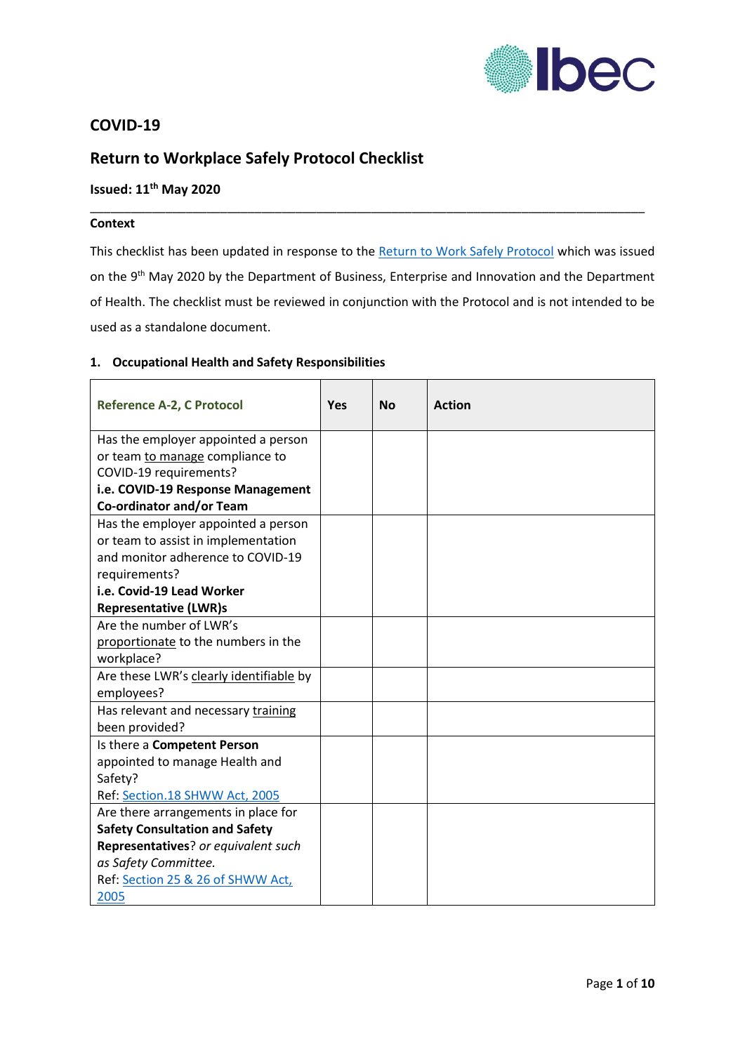## COVID-19

## Return to Workplace Safely Protocol Checklist

**Issued: 11th May 2020**

---

**Context**

This checklist has been updated in response to the Return to Work Safely Protocol which was issued on the 9th May 2020 by the Department of Business, Enterprise and Innovation and the Department of Health. The checklist must be reviewed in conjunction with the Protocol and is not intended to be used as a standalone document.

### 1. Occupational Health and Safety Responsibilities

| Reference A-2, C Protocol | Yes | No | Action |
|---|---|---|---|
| Has the employer appointed a person or team to manage compliance to COVID-19 requirements? **i.e. COVID-19 Response Management Co-ordinator and/or Team** | | | |
| Has the employer appointed a person or team to assist in implementation and monitor adherence to COVID-19 requirements? **i.e. Covid-19 Lead Worker Representative (LWR)s** | | | |
| Are the number of LWR's proportionate to the numbers in the workplace? | | | |
| Are these LWR's clearly identifiable by employees? | | | |
| Has relevant and necessary training been provided? | | | |
| Is there a **Competent Person** appointed to manage Health and Safety? Ref: Section.18 SHWW Act, 2005 | | | |
| Are there arrangements in place for **Safety Consultation and Safety Representatives**? *or equivalent such as Safety Committee.* Ref: Section 25 & 26 of SHWW Act, 2005 | | | |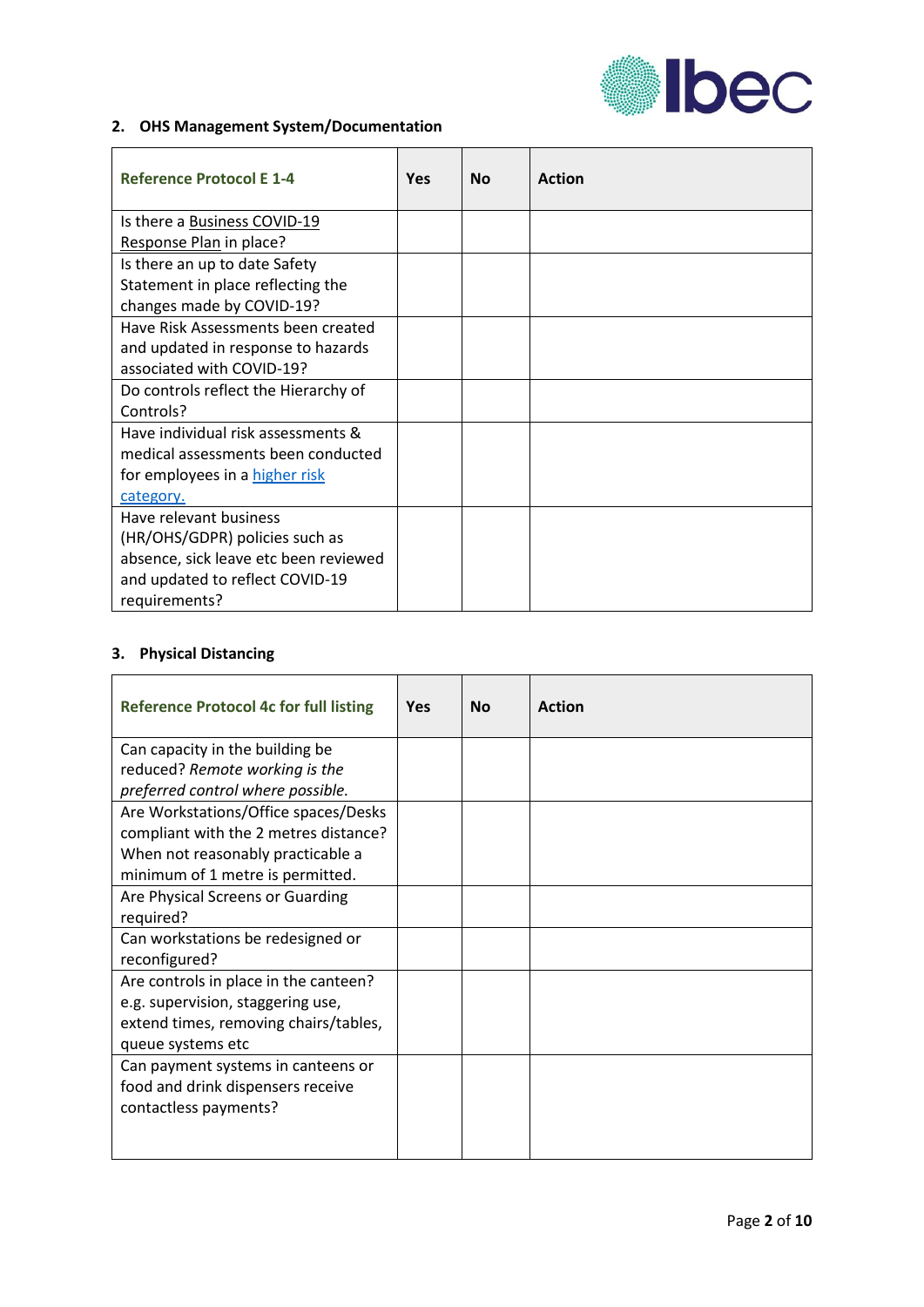## 2. OHS Management System/Documentation

| Reference Protocol E 1-4 | Yes | No | Action |
|---|---|---|---|
| Is there a Business COVID-19 Response Plan in place? | | | |
| Is there an up to date Safety Statement in place reflecting the changes made by COVID-19? | | | |
| Have Risk Assessments been created and updated in response to hazards associated with COVID-19? | | | |
| Do controls reflect the Hierarchy of Controls? | | | |
| Have individual risk assessments & medical assessments been conducted for employees in a higher risk category. | | | |
| Have relevant business (HR/OHS/GDPR) policies such as absence, sick leave etc been reviewed and updated to reflect COVID-19 requirements? | | | |

## 3. Physical Distancing

| Reference Protocol 4c for full listing | Yes | No | Action |
|---|---|---|---|
| Can capacity in the building be reduced? *Remote working is the preferred control where possible.* | | | |
| Are Workstations/Office spaces/Desks compliant with the 2 metres distance? When not reasonably practicable a minimum of 1 metre is permitted. | | | |
| Are Physical Screens or Guarding required? | | | |
| Can workstations be redesigned or reconfigured? | | | |
| Are controls in place in the canteen? e.g. supervision, staggering use, extend times, removing chairs/tables, queue systems etc | | | |
| Can payment systems in canteens or food and drink dispensers receive contactless payments? | | | |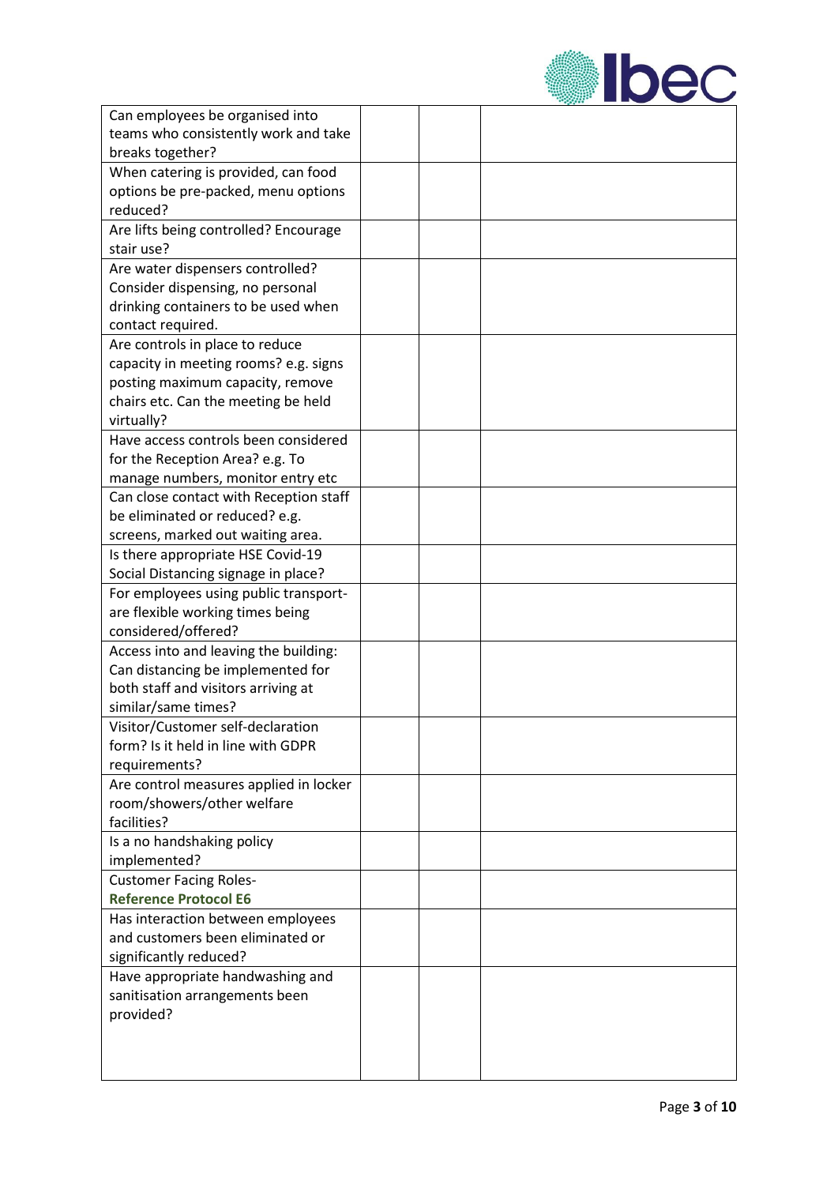| | | | |
|---|---|---|---|
| Can employees be organised into teams who consistently work and take breaks together? | | | |
| When catering is provided, can food options be pre-packed, menu options reduced? | | | |
| Are lifts being controlled? Encourage stair use? | | | |
| Are water dispensers controlled? Consider dispensing, no personal drinking containers to be used when contact required. | | | |
| Are controls in place to reduce capacity in meeting rooms? e.g. signs posting maximum capacity, remove chairs etc. Can the meeting be held virtually? | | | |
| Have access controls been considered for the Reception Area? e.g. To manage numbers, monitor entry etc | | | |
| Can close contact with Reception staff be eliminated or reduced? e.g. screens, marked out waiting area. | | | |
| Is there appropriate HSE Covid-19 Social Distancing signage in place? | | | |
| For employees using public transport- are flexible working times being considered/offered? | | | |
| Access into and leaving the building: Can distancing be implemented for both staff and visitors arriving at similar/same times? | | | |
| Visitor/Customer self-declaration form? Is it held in line with GDPR requirements? | | | |
| Are control measures applied in locker room/showers/other welfare facilities? | | | |
| Is a no handshaking policy implemented? | | | |
| Customer Facing Roles- **Reference Protocol E6** | | | |
| Has interaction between employees and customers been eliminated or significantly reduced? | | | |
| Have appropriate handwashing and sanitisation arrangements been provided? | | | |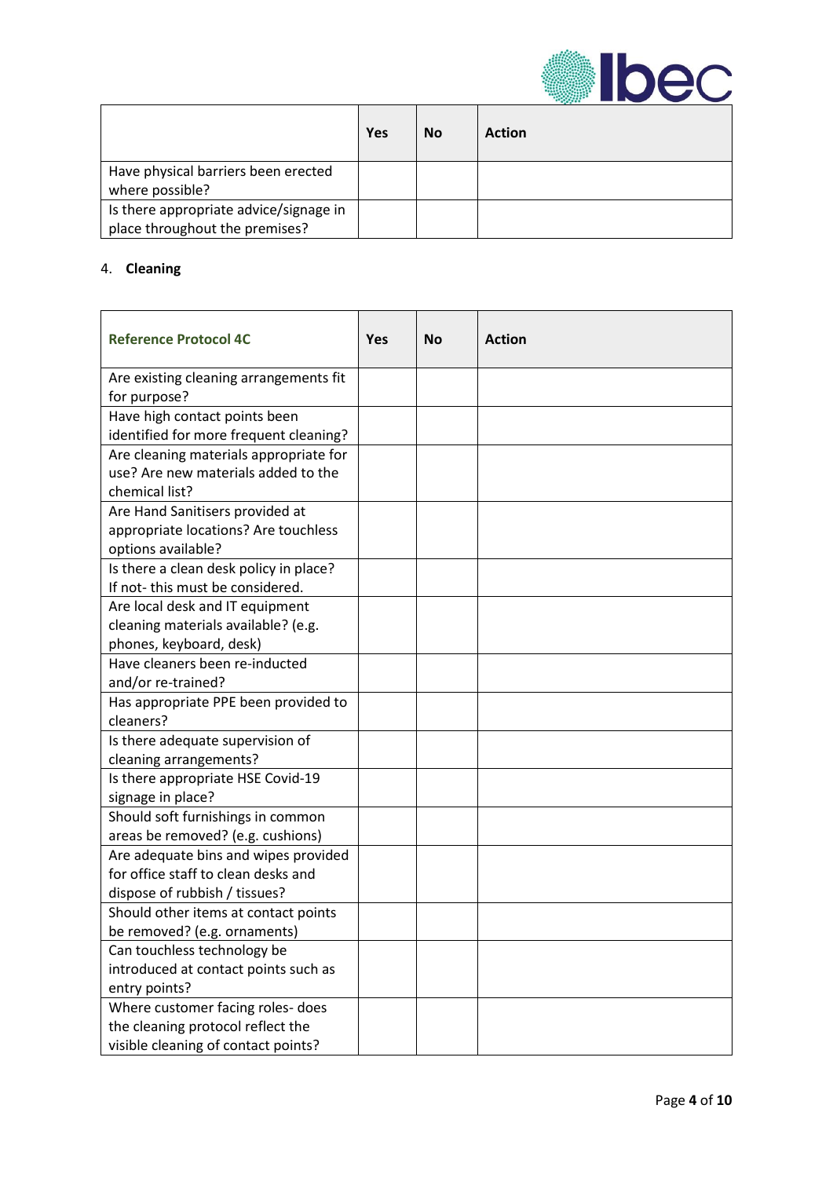| | Yes | No | Action |
|---|---|---|---|
| Have physical barriers been erected where possible? | | | |
| Is there appropriate advice/signage in place throughout the premises? | | | |

4. **Cleaning**

| Reference Protocol 4C | Yes | No | Action |
|---|---|---|---|
| Are existing cleaning arrangements fit for purpose? | | | |
| Have high contact points been identified for more frequent cleaning? | | | |
| Are cleaning materials appropriate for use? Are new materials added to the chemical list? | | | |
| Are Hand Sanitisers provided at appropriate locations? Are touchless options available? | | | |
| Is there a clean desk policy in place? If not- this must be considered. | | | |
| Are local desk and IT equipment cleaning materials available? (e.g. phones, keyboard, desk) | | | |
| Have cleaners been re-inducted and/or re-trained? | | | |
| Has appropriate PPE been provided to cleaners? | | | |
| Is there adequate supervision of cleaning arrangements? | | | |
| Is there appropriate HSE Covid-19 signage in place? | | | |
| Should soft furnishings in common areas be removed? (e.g. cushions) | | | |
| Are adequate bins and wipes provided for office staff to clean desks and dispose of rubbish / tissues? | | | |
| Should other items at contact points be removed? (e.g. ornaments) | | | |
| Can touchless technology be introduced at contact points such as entry points? | | | |
| Where customer facing roles- does the cleaning protocol reflect the visible cleaning of contact points? | | | |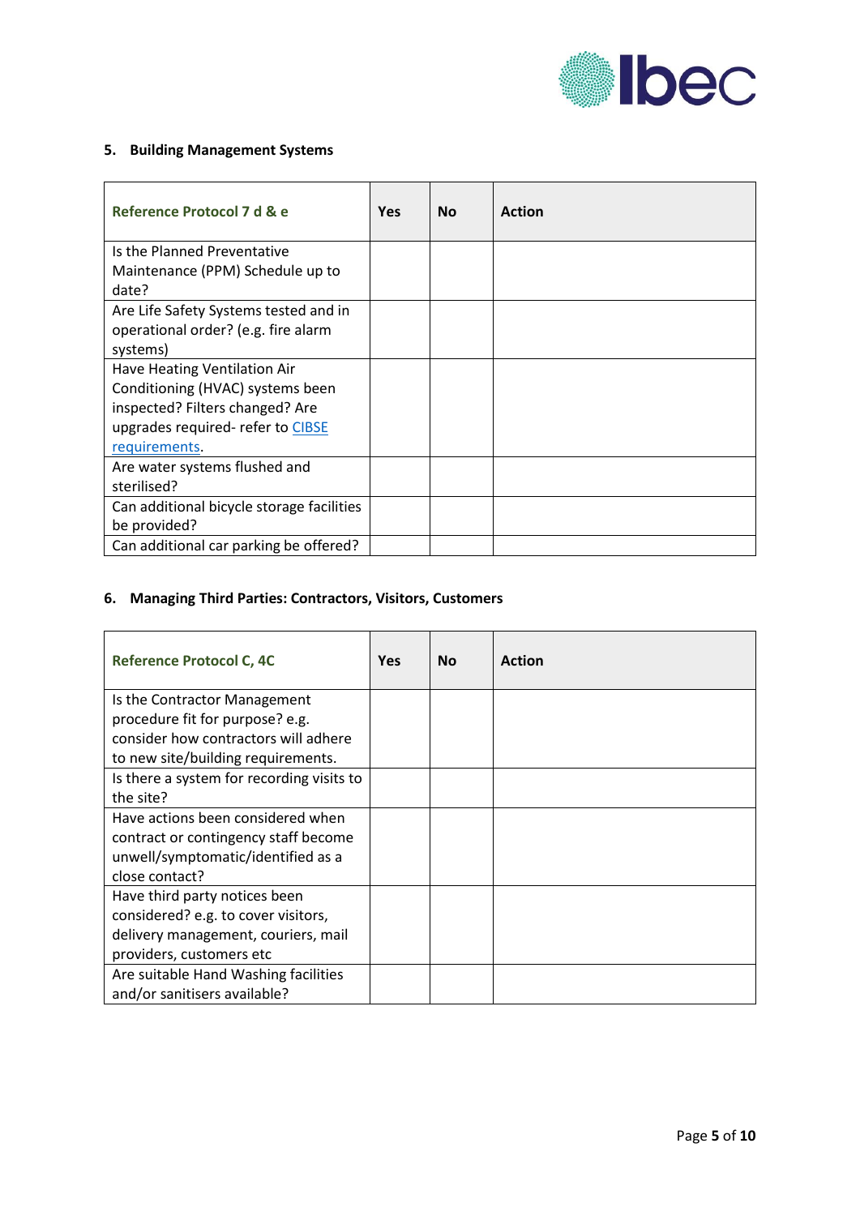## 5. Building Management Systems

| Reference Protocol 7 d & e | Yes | No | Action |
|---|---|---|---|
| Is the Planned Preventative Maintenance (PPM) Schedule up to date? | | | |
| Are Life Safety Systems tested and in operational order? (e.g. fire alarm systems) | | | |
| Have Heating Ventilation Air Conditioning (HVAC) systems been inspected? Filters changed? Are upgrades required- refer to CIBSE requirements. | | | |
| Are water systems flushed and sterilised? | | | |
| Can additional bicycle storage facilities be provided? | | | |
| Can additional car parking be offered? | | | |

## 6. Managing Third Parties: Contractors, Visitors, Customers

| Reference Protocol C, 4C | Yes | No | Action |
|---|---|---|---|
| Is the Contractor Management procedure fit for purpose? e.g. consider how contractors will adhere to new site/building requirements. | | | |
| Is there a system for recording visits to the site? | | | |
| Have actions been considered when contract or contingency staff become unwell/symptomatic/identified as a close contact? | | | |
| Have third party notices been considered? e.g. to cover visitors, delivery management, couriers, mail providers, customers etc | | | |
| Are suitable Hand Washing facilities and/or sanitisers available? | | | |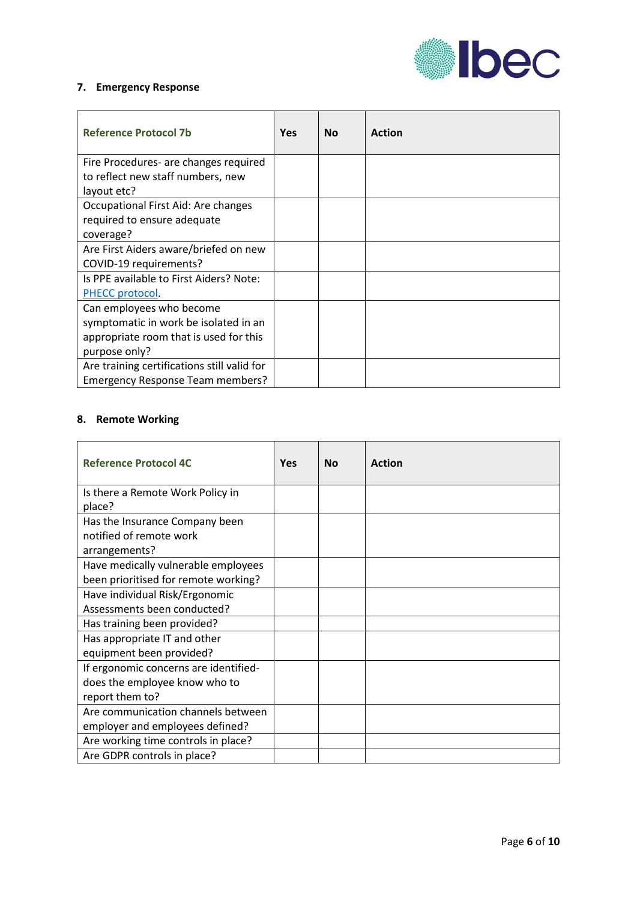### 7. Emergency Response

| Reference Protocol 7b | Yes | No | Action |
|---|---|---|---|
| Fire Procedures- are changes required to reflect new staff numbers, new layout etc? | | | |
| Occupational First Aid: Are changes required to ensure adequate coverage? | | | |
| Are First Aiders aware/briefed on new COVID-19 requirements? | | | |
| Is PPE available to First Aiders? Note: PHECC protocol. | | | |
| Can employees who become symptomatic in work be isolated in an appropriate room that is used for this purpose only? | | | |
| Are training certifications still valid for Emergency Response Team members? | | | |

### 8. Remote Working

| Reference Protocol 4C | Yes | No | Action |
|---|---|---|---|
| Is there a Remote Work Policy in place? | | | |
| Has the Insurance Company been notified of remote work arrangements? | | | |
| Have medically vulnerable employees been prioritised for remote working? | | | |
| Have individual Risk/Ergonomic Assessments been conducted? | | | |
| Has training been provided? | | | |
| Has appropriate IT and other equipment been provided? | | | |
| If ergonomic concerns are identified- does the employee know who to report them to? | | | |
| Are communication channels between employer and employees defined? | | | |
| Are working time controls in place? | | | |
| Are GDPR controls in place? | | | |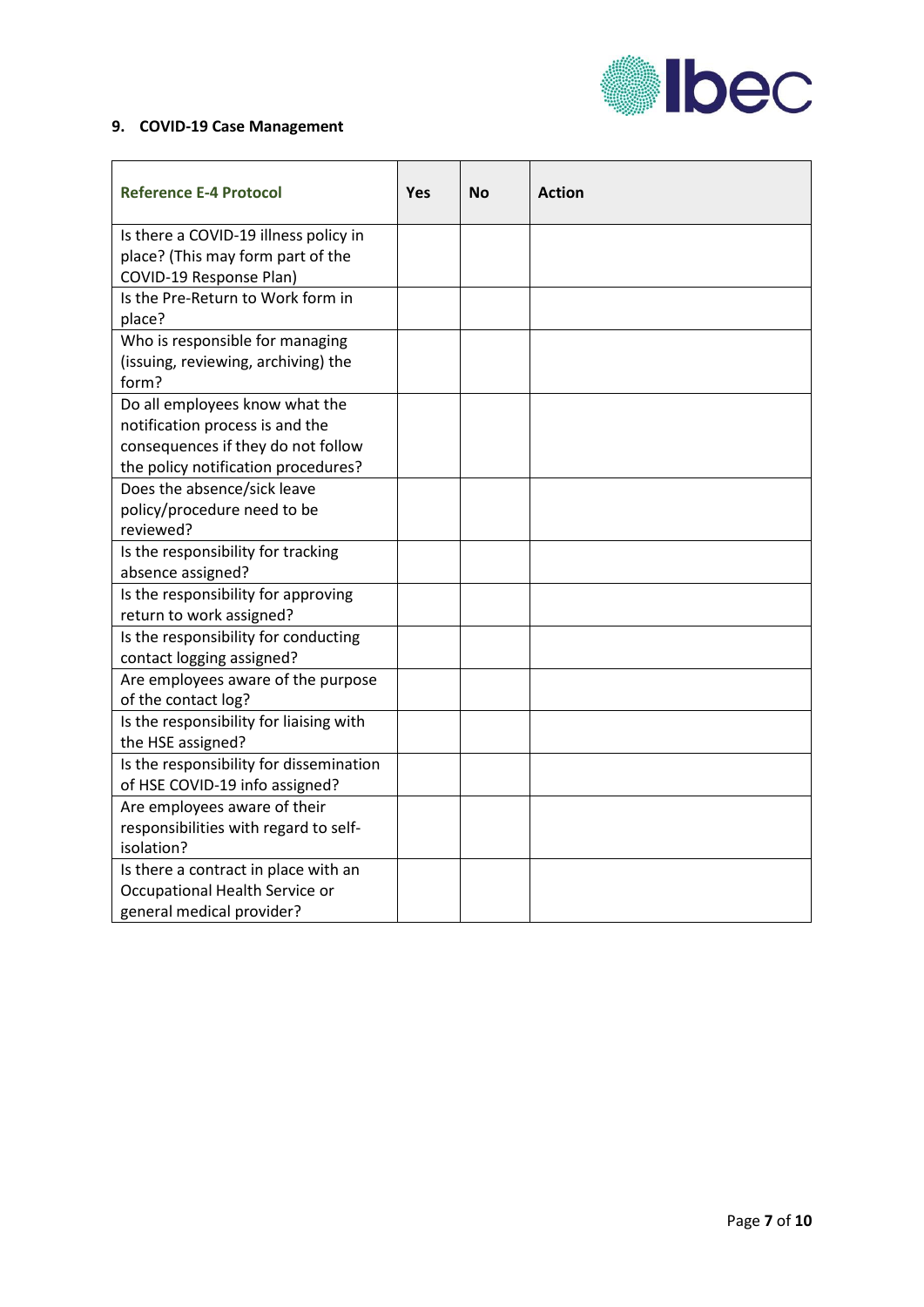## 9. COVID-19 Case Management

| Reference E-4 Protocol | Yes | No | Action |
|---|---|---|---|
| Is there a COVID-19 illness policy in place? (This may form part of the COVID-19 Response Plan) | | | |
| Is the Pre-Return to Work form in place? | | | |
| Who is responsible for managing (issuing, reviewing, archiving) the form? | | | |
| Do all employees know what the notification process is and the consequences if they do not follow the policy notification procedures? | | | |
| Does the absence/sick leave policy/procedure need to be reviewed? | | | |
| Is the responsibility for tracking absence assigned? | | | |
| Is the responsibility for approving return to work assigned? | | | |
| Is the responsibility for conducting contact logging assigned? | | | |
| Are employees aware of the purpose of the contact log? | | | |
| Is the responsibility for liaising with the HSE assigned? | | | |
| Is the responsibility for dissemination of HSE COVID-19 info assigned? | | | |
| Are employees aware of their responsibilities with regard to self-isolation? | | | |
| Is there a contract in place with an Occupational Health Service or general medical provider? | | | |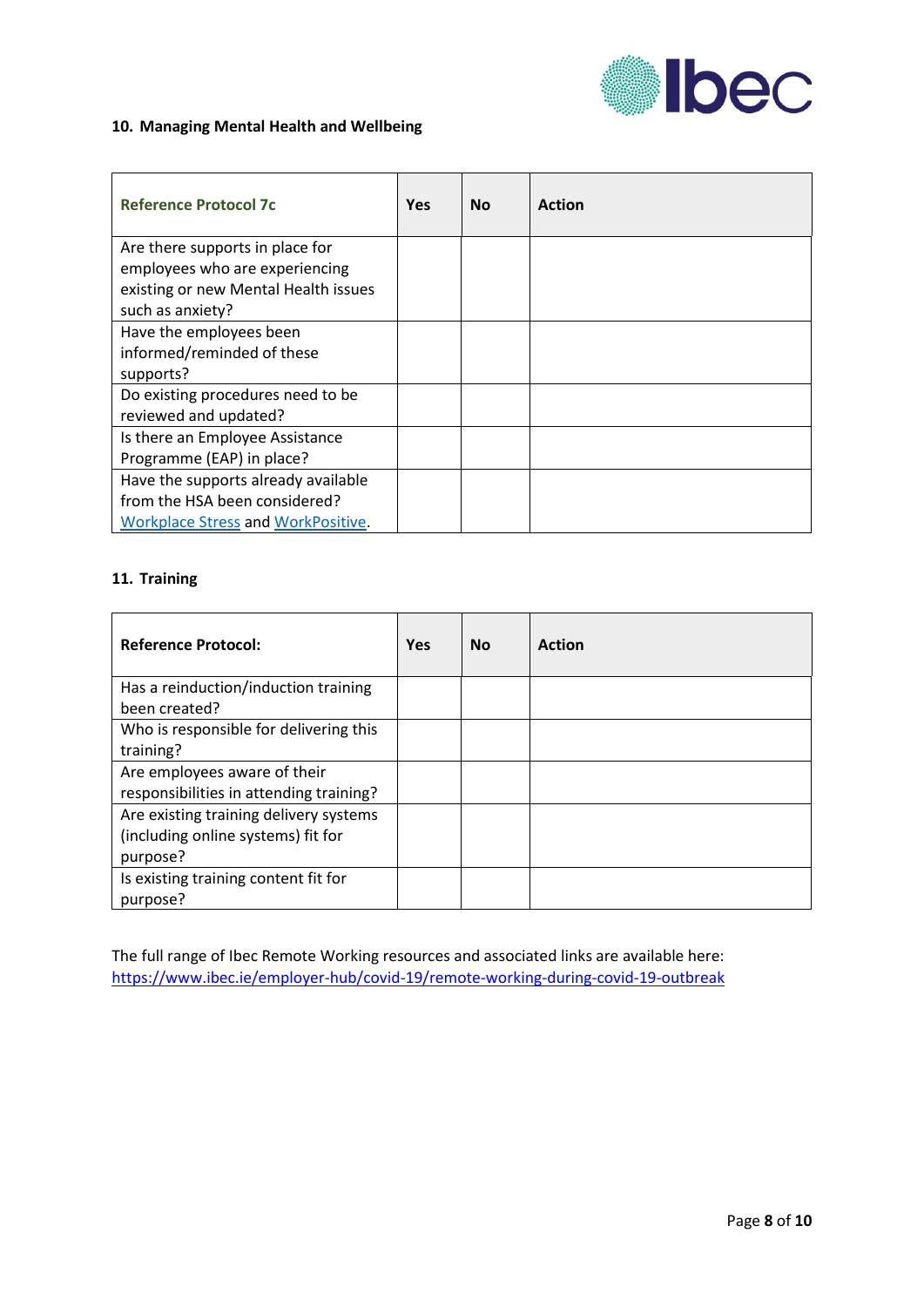## 10. Managing Mental Health and Wellbeing

| Reference Protocol 7c | Yes | No | Action |
|---|---|---|---|
| Are there supports in place for employees who are experiencing existing or new Mental Health issues such as anxiety? | | | |
| Have the employees been informed/reminded of these supports? | | | |
| Do existing procedures need to be reviewed and updated? | | | |
| Is there an Employee Assistance Programme (EAP) in place? | | | |
| Have the supports already available from the HSA been considered? Workplace Stress and WorkPositive. | | | |

## 11. Training

| Reference Protocol: | Yes | No | Action |
|---|---|---|---|
| Has a reinduction/induction training been created? | | | |
| Who is responsible for delivering this training? | | | |
| Are employees aware of their responsibilities in attending training? | | | |
| Are existing training delivery systems (including online systems) fit for purpose? | | | |
| Is existing training content fit for purpose? | | | |

The full range of Ibec Remote Working resources and associated links are available here: https://www.ibec.ie/employer-hub/covid-19/remote-working-during-covid-19-outbreak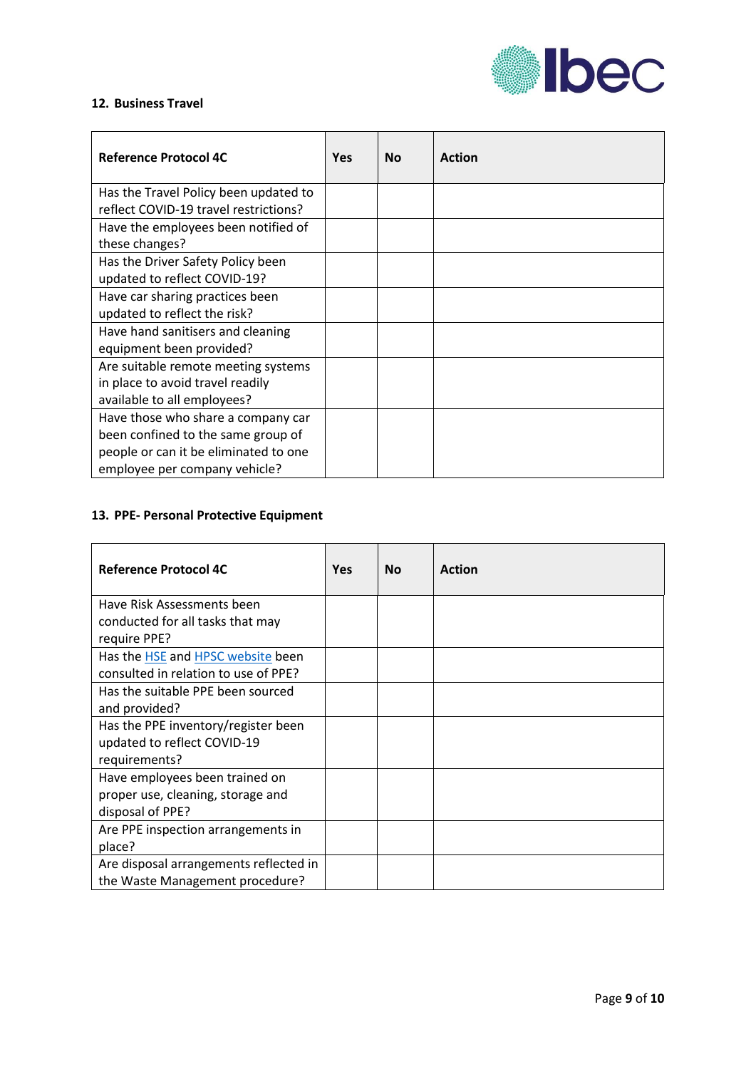### 12. Business Travel

| Reference Protocol 4C | Yes | No | Action |
|---|---|---|---|
| Has the Travel Policy been updated to reflect COVID-19 travel restrictions? | | | |
| Have the employees been notified of these changes? | | | |
| Has the Driver Safety Policy been updated to reflect COVID-19? | | | |
| Have car sharing practices been updated to reflect the risk? | | | |
| Have hand sanitisers and cleaning equipment been provided? | | | |
| Are suitable remote meeting systems in place to avoid travel readily available to all employees? | | | |
| Have those who share a company car been confined to the same group of people or can it be eliminated to one employee per company vehicle? | | | |

### 13. PPE- Personal Protective Equipment

| Reference Protocol 4C | Yes | No | Action |
|---|---|---|---|
| Have Risk Assessments been conducted for all tasks that may require PPE? | | | |
| Has the HSE and HPSC website been consulted in relation to use of PPE? | | | |
| Has the suitable PPE been sourced and provided? | | | |
| Has the PPE inventory/register been updated to reflect COVID-19 requirements? | | | |
| Have employees been trained on proper use, cleaning, storage and disposal of PPE? | | | |
| Are PPE inspection arrangements in place? | | | |
| Are disposal arrangements reflected in the Waste Management procedure? | | | |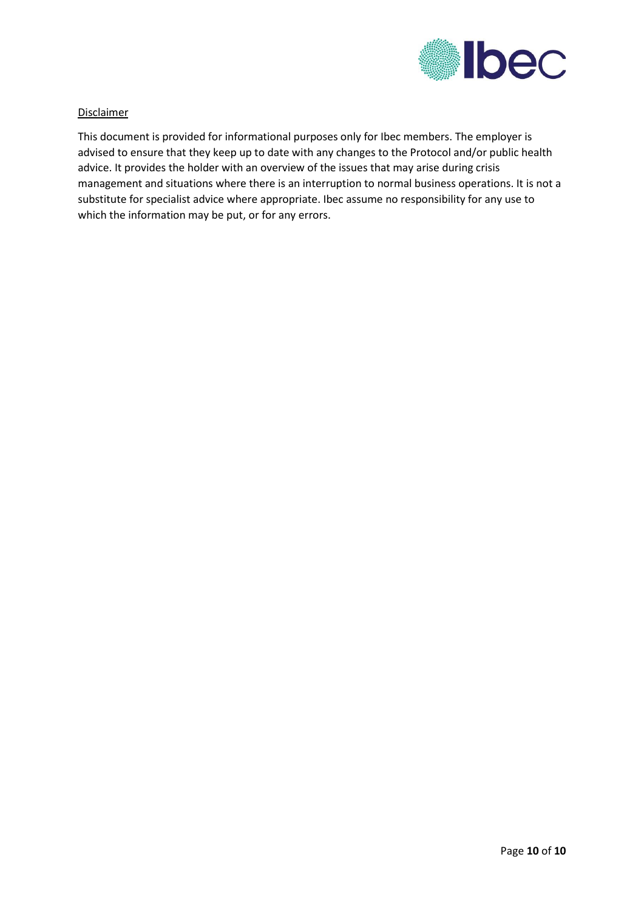<u>Disclaimer</u>

This document is provided for informational purposes only for Ibec members. The employer is advised to ensure that they keep up to date with any changes to the Protocol and/or public health advice. It provides the holder with an overview of the issues that may arise during crisis management and situations where there is an interruption to normal business operations. It is not a substitute for specialist advice where appropriate. Ibec assume no responsibility for any use to which the information may be put, or for any errors.